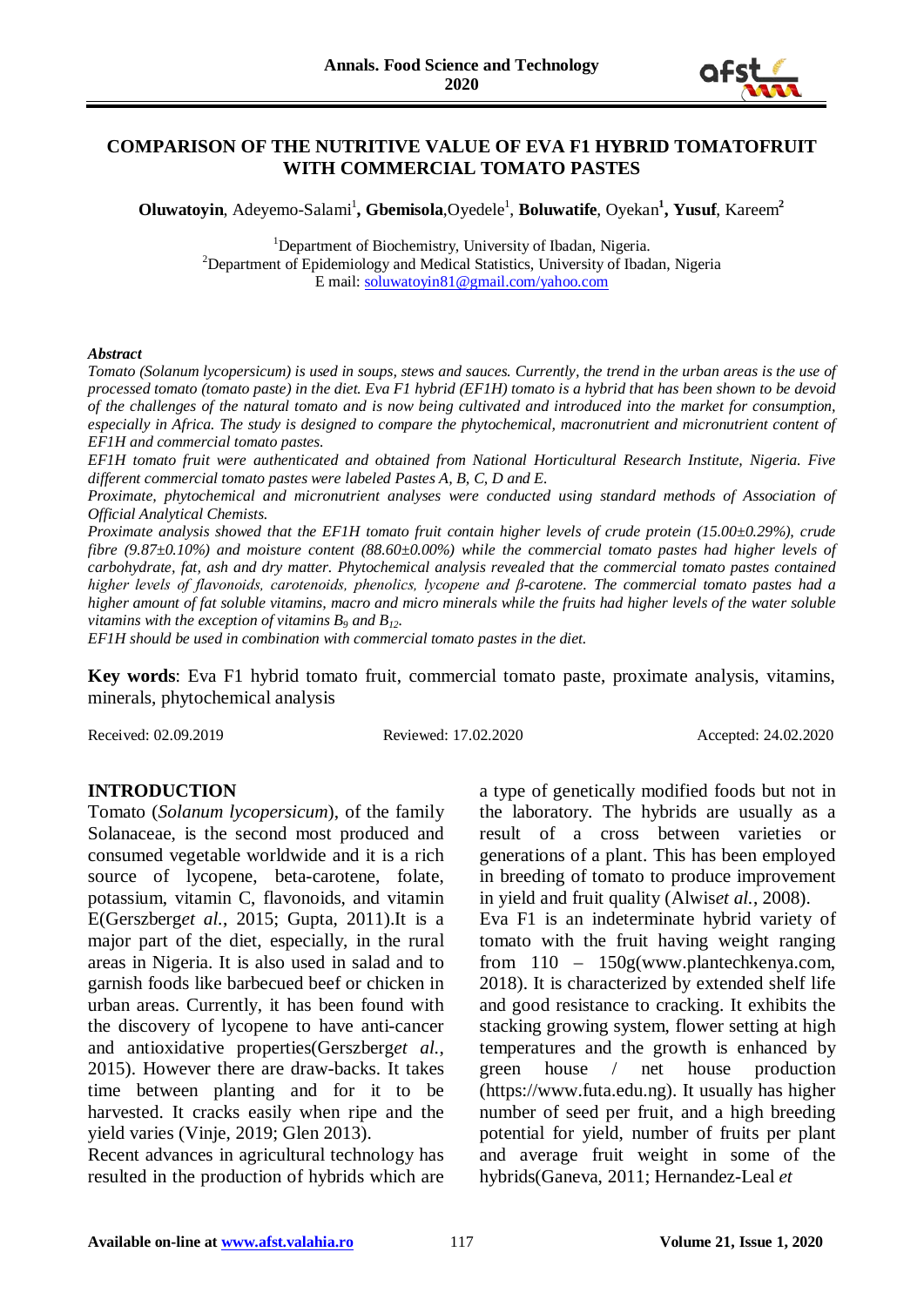# COMPARISON OF THE NUTRITIVE VALUE OF EVA F1 HYBRID TOMATOFRUIT WITH COMMERCIAL TOMATO PASTES

**Oluwatoyin**, Adeyemo-Salami[1], **Gbemisola**,Oyedele[1], **Boluwatife**, Oyekan[1], **Yusuf**, Kareem[2]

[1]Department of Biochemistry, University of Ibadan, Nigeria.
[2]Department of Epidemiology and Medical Statistics, University of Ibadan, Nigeria
E mail: soluwatoyin81@gmail.com/yahoo.com

***Abstract***

*Tomato (Solanum lycopersicum) is used in soups, stews and sauces. Currently, the trend in the urban areas is the use of processed tomato (tomato paste) in the diet. Eva F1 hybrid (EF1H) tomato is a hybrid that has been shown to be devoid of the challenges of the natural tomato and is now being cultivated and introduced into the market for consumption, especially in Africa. The study is designed to compare the phytochemical, macronutrient and micronutrient content of EF1H and commercial tomato pastes.*

*EF1H tomato fruit were authenticated and obtained from National Horticultural Research Institute, Nigeria. Five different commercial tomato pastes were labeled Pastes A, B, C, D and E.*

*Proximate, phytochemical and micronutrient analyses were conducted using standard methods of Association of Official Analytical Chemists.*

*Proximate analysis showed that the EF1H tomato fruit contain higher levels of crude protein (15.00±0.29%), crude fibre (9.87±0.10%) and moisture content (88.60±0.00%) while the commercial tomato pastes had higher levels of carbohydrate, fat, ash and dry matter. Phytochemical analysis revealed that the commercial tomato pastes contained higher levels of flavonoids, carotenoids, phenolics, lycopene and β-carotene. The commercial tomato pastes had a higher amount of fat soluble vitamins, macro and micro minerals while the fruits had higher levels of the water soluble vitamins with the exception of vitamins $B_9$ and $B_{12}$.*

*EF1H should be used in combination with commercial tomato pastes in the diet.*

**Key words**: Eva F1 hybrid tomato fruit, commercial tomato paste, proximate analysis, vitamins, minerals, phytochemical analysis

Received: 02.09.2019 Reviewed: 17.02.2020 Accepted: 24.02.2020

## INTRODUCTION

Tomato (*Solanum lycopersicum*), of the family Solanaceae, is the second most produced and consumed vegetable worldwide and it is a rich source of lycopene, beta-carotene, folate, potassium, vitamin C, flavonoids, and vitamin E(Gerszberg*et al.*, 2015; Gupta, 2011).It is a major part of the diet, especially, in the rural areas in Nigeria. It is also used in salad and to garnish foods like barbecued beef or chicken in urban areas. Currently, it has been found with the discovery of lycopene to have anti-cancer and antioxidative properties(Gerszberg*et al.*, 2015). However there are draw-backs. It takes time between planting and for it to be harvested. It cracks easily when ripe and the yield varies (Vinje, 2019; Glen 2013).

Recent advances in agricultural technology has resulted in the production of hybrids which are a type of genetically modified foods but not in the laboratory. The hybrids are usually as a result of a cross between varieties or generations of a plant. This has been employed in breeding of tomato to produce improvement in yield and fruit quality (Alwis*et al.*, 2008).

Eva F1 is an indeterminate hybrid variety of tomato with the fruit having weight ranging from 110 – 150g(www.plantechkenya.com, 2018). It is characterized by extended shelf life and good resistance to cracking. It exhibits the stacking growing system, flower setting at high temperatures and the growth is enhanced by green house / net house production (https://www.futa.edu.ng). It usually has higher number of seed per fruit, and a high breeding potential for yield, number of fruits per plant and average fruit weight in some of the hybrids(Ganeva, 2011; Hernandez-Leal *et*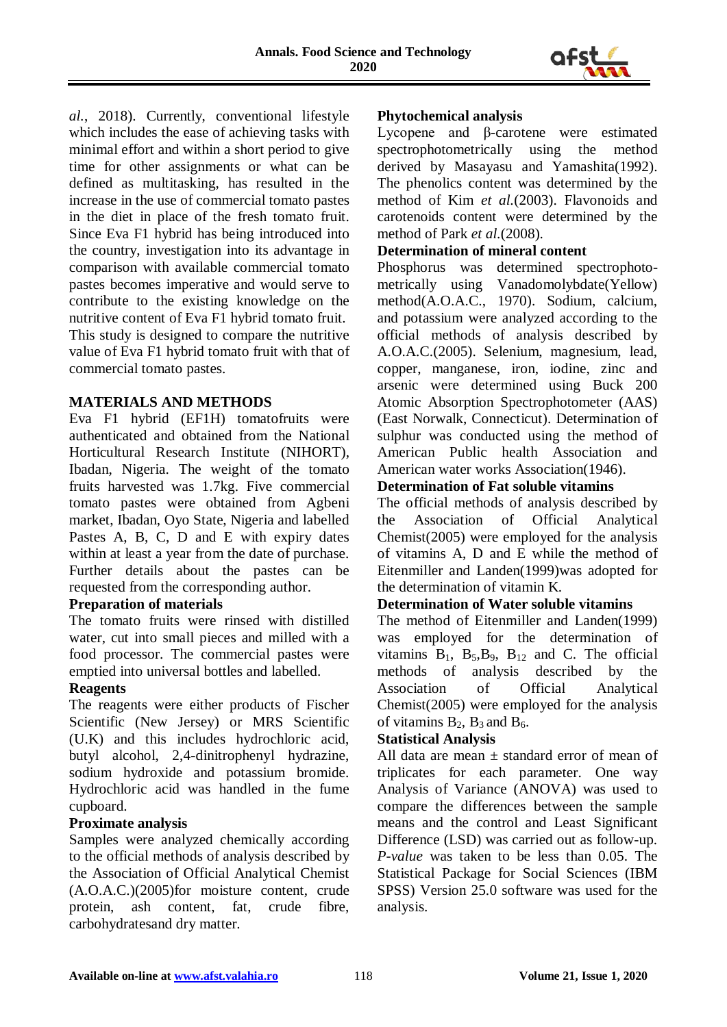*al.*, 2018). Currently, conventional lifestyle which includes the ease of achieving tasks with minimal effort and within a short period to give time for other assignments or what can be defined as multitasking, has resulted in the increase in the use of commercial tomato pastes in the diet in place of the fresh tomato fruit. Since Eva F1 hybrid has being introduced into the country, investigation into its advantage in comparison with available commercial tomato pastes becomes imperative and would serve to contribute to the existing knowledge on the nutritive content of Eva F1 hybrid tomato fruit. This study is designed to compare the nutritive value of Eva F1 hybrid tomato fruit with that of commercial tomato pastes.

## MATERIALS AND METHODS

Eva F1 hybrid (EF1H) tomatofruits were authenticated and obtained from the National Horticultural Research Institute (NIHORT), Ibadan, Nigeria. The weight of the tomato fruits harvested was 1.7kg. Five commercial tomato pastes were obtained from Agbeni market, Ibadan, Oyo State, Nigeria and labelled Pastes A, B, C, D and E with expiry dates within at least a year from the date of purchase. Further details about the pastes can be requested from the corresponding author.

### Preparation of materials

The tomato fruits were rinsed with distilled water, cut into small pieces and milled with a food processor. The commercial pastes were emptied into universal bottles and labelled.

### Reagents

The reagents were either products of Fischer Scientific (New Jersey) or MRS Scientific (U.K) and this includes hydrochloric acid, butyl alcohol, 2,4-dinitrophenyl hydrazine, sodium hydroxide and potassium bromide. Hydrochloric acid was handled in the fume cupboard.

### Proximate analysis

Samples were analyzed chemically according to the official methods of analysis described by the Association of Official Analytical Chemist (A.O.A.C.)(2005)for moisture content, crude protein, ash content, fat, crude fibre, carbohydratesand dry matter.

### Phytochemical analysis

Lycopene and β-carotene were estimated spectrophotometrically using the method derived by Masayasu and Yamashita(1992). The phenolics content was determined by the method of Kim *et al.*(2003). Flavonoids and carotenoids content were determined by the method of Park *et al.*(2008).

### Determination of mineral content

Phosphorus was determined spectrophoto-metrically using Vanadomolybdate(Yellow) method(A.O.A.C., 1970). Sodium, calcium, and potassium were analyzed according to the official methods of analysis described by A.O.A.C.(2005). Selenium, magnesium, lead, copper, manganese, iron, iodine, zinc and arsenic were determined using Buck 200 Atomic Absorption Spectrophotometer (AAS) (East Norwalk, Connecticut). Determination of sulphur was conducted using the method of American Public health Association and American water works Association(1946).

### Determination of Fat soluble vitamins

The official methods of analysis described by the Association of Official Analytical Chemist(2005) were employed for the analysis of vitamins A, D and E while the method of Eitenmiller and Landen(1999)was adopted for the determination of vitamin K.

### Determination of Water soluble vitamins

The method of Eitenmiller and Landen(1999) was employed for the determination of vitamins $B_1$, $B_5$,$B_9$, $B_{12}$ and C. The official methods of analysis described by the Association of Official Analytical Chemist(2005) were employed for the analysis of vitamins $B_2$, $B_3$ and $B_6$.

### Statistical Analysis

All data are mean ± standard error of mean of triplicates for each parameter. One way Analysis of Variance (ANOVA) was used to compare the differences between the sample means and the control and Least Significant Difference (LSD) was carried out as follow-up. *P-value* was taken to be less than 0.05. The Statistical Package for Social Sciences (IBM SPSS) Version 25.0 software was used for the analysis.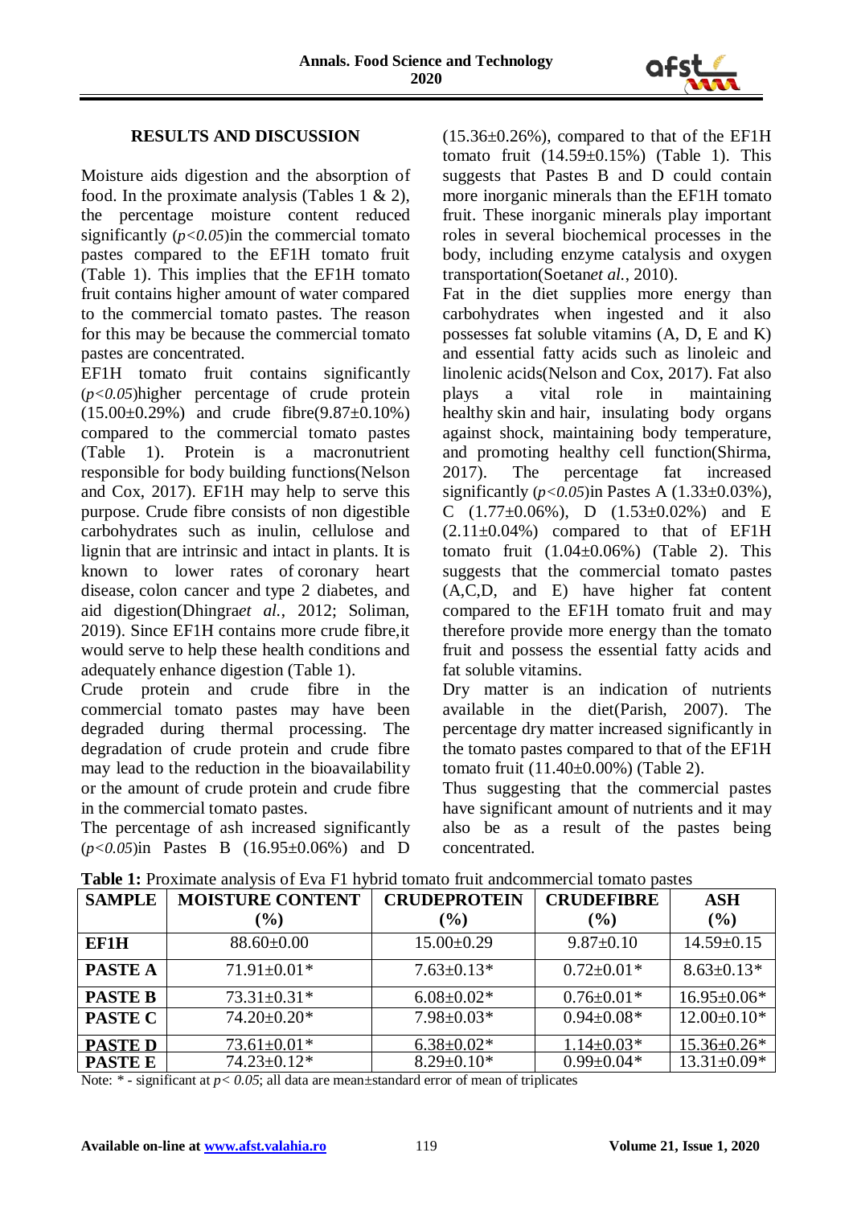## RESULTS AND DISCUSSION

Moisture aids digestion and the absorption of food. In the proximate analysis (Tables 1 & 2), the percentage moisture content reduced significantly ($p<0.05$)in the commercial tomato pastes compared to the EF1H tomato fruit (Table 1). This implies that the EF1H tomato fruit contains higher amount of water compared to the commercial tomato pastes. The reason for this may be because the commercial tomato pastes are concentrated.

EF1H tomato fruit contains significantly ($p<0.05$)higher percentage of crude protein (15.00±0.29%) and crude fibre(9.87±0.10%) compared to the commercial tomato pastes (Table 1). Protein is a macronutrient responsible for body building functions(Nelson and Cox, 2017). EF1H may help to serve this purpose. Crude fibre consists of non digestible carbohydrates such as inulin, cellulose and lignin that are intrinsic and intact in plants. It is known to lower rates of coronary heart disease, colon cancer and type 2 diabetes, and aid digestion(Dhingra*et al.*, 2012; Soliman, 2019). Since EF1H contains more crude fibre,it would serve to help these health conditions and adequately enhance digestion (Table 1).

Crude protein and crude fibre in the commercial tomato pastes may have been degraded during thermal processing. The degradation of crude protein and crude fibre may lead to the reduction in the bioavailability or the amount of crude protein and crude fibre in the commercial tomato pastes.

The percentage of ash increased significantly ($p<0.05$)in Pastes B (16.95±0.06%) and D (15.36±0.26%), compared to that of the EF1H tomato fruit (14.59±0.15%) (Table 1). This suggests that Pastes B and D could contain more inorganic minerals than the EF1H tomato fruit. These inorganic minerals play important roles in several biochemical processes in the body, including enzyme catalysis and oxygen transportation(Soetan*et al.*, 2010).

Fat in the diet supplies more energy than carbohydrates when ingested and it also possesses fat soluble vitamins (A, D, E and K) and essential fatty acids such as linoleic and linolenic acids(Nelson and Cox, 2017). Fat also plays a vital role in maintaining healthy skin and hair, insulating body organs against shock, maintaining body temperature, and promoting healthy cell function(Shirma, 2017). The percentage fat increased significantly ($p<0.05$)in Pastes A (1.33±0.03%), C (1.77±0.06%), D (1.53±0.02%) and E (2.11±0.04%) compared to that of EF1H tomato fruit (1.04±0.06%) (Table 2). This suggests that the commercial tomato pastes (A,C,D, and E) have higher fat content compared to the EF1H tomato fruit and may therefore provide more energy than the tomato fruit and possess the essential fatty acids and fat soluble vitamins.

Dry matter is an indication of nutrients available in the diet(Parish, 2007). The percentage dry matter increased significantly in the tomato pastes compared to that of the EF1H tomato fruit (11.40±0.00%) (Table 2).

Thus suggesting that the commercial pastes have significant amount of nutrients and it may also be as a result of the pastes being concentrated.

**Table 1:** Proximate analysis of Eva F1 hybrid tomato fruit andcommercial tomato pastes

| SAMPLE | MOISTURE CONTENT (%) | CRUDEPROTEIN (%) | CRUDEFIBRE (%) | ASH (%) |
|---|---|---|---|---|
| EF1H | 88.60±0.00 | 15.00±0.29 | 9.87±0.10 | 14.59±0.15 |
| PASTE A | 71.91±0.01* | 7.63±0.13* | 0.72±0.01* | 8.63±0.13* |
| PASTE B | 73.31±0.31* | 6.08±0.02* | 0.76±0.01* | 16.95±0.06* |
| PASTE C | 74.20±0.20* | 7.98±0.03* | 0.94±0.08* | 12.00±0.10* |
| PASTE D | 73.61±0.01* | 6.38±0.02* | 1.14±0.03* | 15.36±0.26* |
| PASTE E | 74.23±0.12* | 8.29±0.10* | 0.99±0.04* | 13.31±0.09* |

Note: * - significant at $p< 0.05$; all data are mean±standard error of mean of triplicates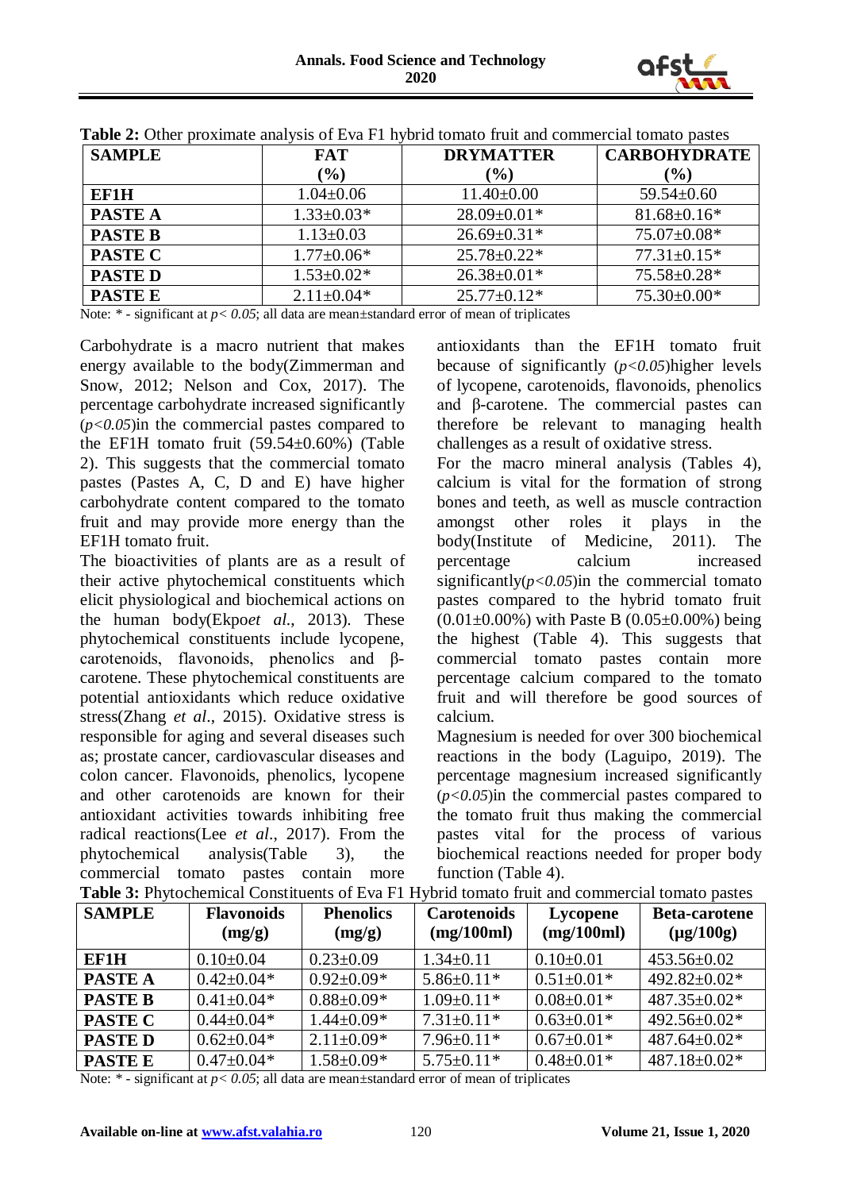**Table 2:** Other proximate analysis of Eva F1 hybrid tomato fruit and commercial tomato pastes

| SAMPLE | FAT (%) | DRYMATTER (%) | CARBOHYDRATE (%) |
|---|---|---|---|
| **EF1H** | 1.04±0.06 | 11.40±0.00 | 59.54±0.60 |
| **PASTE A** | 1.33±0.03* | 28.09±0.01* | 81.68±0.16* |
| **PASTE B** | 1.13±0.03 | 26.69±0.31* | 75.07±0.08* |
| **PASTE C** | 1.77±0.06* | 25.78±0.22* | 77.31±0.15* |
| **PASTE D** | 1.53±0.02* | 26.38±0.01* | 75.58±0.28* |
| **PASTE E** | 2.11±0.04* | 25.77±0.12* | 75.30±0.00* |

Note: * - significant at $p < 0.05$; all data are mean±standard error of mean of triplicates

Carbohydrate is a macro nutrient that makes energy available to the body(Zimmerman and Snow, 2012; Nelson and Cox, 2017). The percentage carbohydrate increased significantly ($p<0.05$)in the commercial pastes compared to the EF1H tomato fruit (59.54±0.60%) (Table 2). This suggests that the commercial tomato pastes (Pastes A, C, D and E) have higher carbohydrate content compared to the tomato fruit and may provide more energy than the EF1H tomato fruit.

The bioactivities of plants are as a result of their active phytochemical constituents which elicit physiological and biochemical actions on the human body(Ekpo*et al*., 2013). These phytochemical constituents include lycopene, carotenoids, flavonoids, phenolics and β-carotene. These phytochemical constituents are potential antioxidants which reduce oxidative stress(Zhang *et al*., 2015). Oxidative stress is responsible for aging and several diseases such as; prostate cancer, cardiovascular diseases and colon cancer. Flavonoids, phenolics, lycopene and other carotenoids are known for their antioxidant activities towards inhibiting free radical reactions(Lee *et al*., 2017). From the phytochemical analysis(Table 3), the commercial tomato pastes contain more antioxidants than the EF1H tomato fruit because of significantly ($p<0.05$)higher levels of lycopene, carotenoids, flavonoids, phenolics and β-carotene. The commercial pastes can therefore be relevant to managing health challenges as a result of oxidative stress.

For the macro mineral analysis (Tables 4), calcium is vital for the formation of strong bones and teeth, as well as muscle contraction amongst other roles it plays in the body(Institute of Medicine, 2011). The percentage calcium increased significantly($p<0.05$)in the commercial tomato pastes compared to the hybrid tomato fruit (0.01±0.00%) with Paste B (0.05±0.00%) being the highest (Table 4). This suggests that commercial tomato pastes contain more percentage calcium compared to the tomato fruit and will therefore be good sources of calcium.

Magnesium is needed for over 300 biochemical reactions in the body (Laguipo, 2019). The percentage magnesium increased significantly ($p<0.05$)in the commercial pastes compared to the tomato fruit thus making the commercial pastes vital for the process of various biochemical reactions needed for proper body function (Table 4).

**Table 3:** Phytochemical Constituents of Eva F1 Hybrid tomato fruit and commercial tomato pastes

| SAMPLE | Flavonoids (mg/g) | Phenolics (mg/g) | Carotenoids (mg/100ml) | Lycopene (mg/100ml) | Beta-carotene (μg/100g) |
|---|---|---|---|---|---|
| **EF1H** | 0.10±0.04 | 0.23±0.09 | 1.34±0.11 | 0.10±0.01 | 453.56±0.02 |
| **PASTE A** | 0.42±0.04* | 0.92±0.09* | 5.86±0.11* | 0.51±0.01* | 492.82±0.02* |
| **PASTE B** | 0.41±0.04* | 0.88±0.09* | 1.09±0.11* | 0.08±0.01* | 487.35±0.02* |
| **PASTE C** | 0.44±0.04* | 1.44±0.09* | 7.31±0.11* | 0.63±0.01* | 492.56±0.02* |
| **PASTE D** | 0.62±0.04* | 2.11±0.09* | 7.96±0.11* | 0.67±0.01* | 487.64±0.02* |
| **PASTE E** | 0.47±0.04* | 1.58±0.09* | 5.75±0.11* | 0.48±0.01* | 487.18±0.02* |

Note: * - significant at $p < 0.05$; all data are mean±standard error of mean of triplicates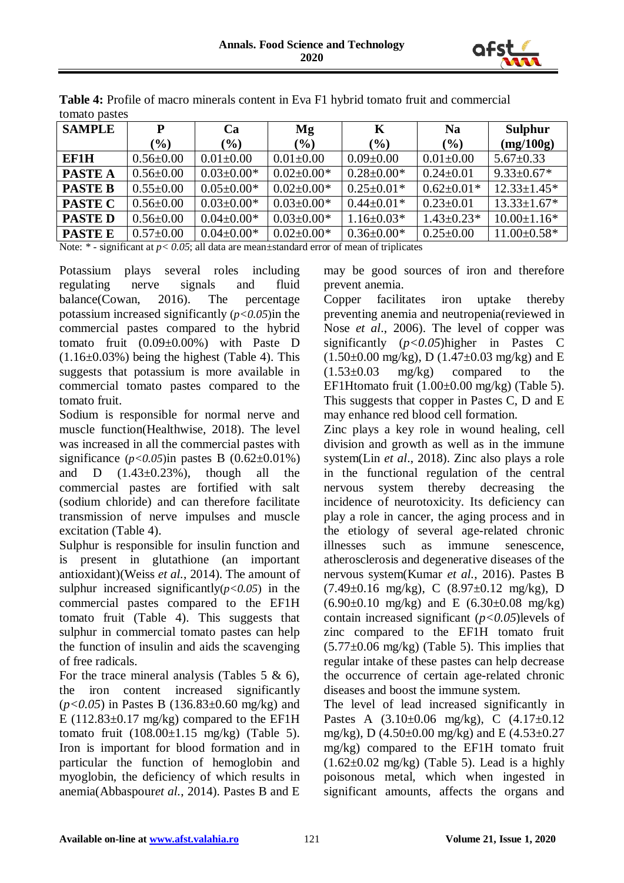**Table 4:** Profile of macro minerals content in Eva F1 hybrid tomato fruit and commercial tomato pastes

| SAMPLE | P (%) | Ca (%) | Mg (%) | K (%) | Na (%) | Sulphur (mg/100g) |
|---|---|---|---|---|---|---|
| **EF1H** | 0.56±0.00 | 0.01±0.00 | 0.01±0.00 | 0.09±0.00 | 0.01±0.00 | 5.67±0.33 |
| **PASTE A** | 0.56±0.00 | 0.03±0.00* | 0.02±0.00* | 0.28±0.00* | 0.24±0.01 | 9.33±0.67* |
| **PASTE B** | 0.55±0.00 | 0.05±0.00* | 0.02±0.00* | 0.25±0.01* | 0.62±0.01* | 12.33±1.45* |
| **PASTE C** | 0.56±0.00 | 0.03±0.00* | 0.03±0.00* | 0.44±0.01* | 0.23±0.01 | 13.33±1.67* |
| **PASTE D** | 0.56±0.00 | 0.04±0.00* | 0.03±0.00* | 1.16±0.03* | 1.43±0.23* | 10.00±1.16* |
| **PASTE E** | 0.57±0.00 | 0.04±0.00* | 0.02±0.00* | 0.36±0.00* | 0.25±0.00 | 11.00±0.58* |

Note: * - significant at $p < 0.05$; all data are mean±standard error of mean of triplicates

Potassium plays several roles including regulating nerve signals and fluid balance(Cowan, 2016). The percentage potassium increased significantly ($p<0.05$)in the commercial pastes compared to the hybrid tomato fruit (0.09±0.00%) with Paste D (1.16±0.03%) being the highest (Table 4). This suggests that potassium is more available in commercial tomato pastes compared to the tomato fruit.

Sodium is responsible for normal nerve and muscle function(Healthwise, 2018). The level was increased in all the commercial pastes with significance ($p<0.05$)in pastes B (0.62±0.01%) and D (1.43±0.23%), though all the commercial pastes are fortified with salt (sodium chloride) and can therefore facilitate transmission of nerve impulses and muscle excitation (Table 4).

Sulphur is responsible for insulin function and is present in glutathione (an important antioxidant)(Weiss *et al.*, 2014). The amount of sulphur increased significantly($p<0.05$) in the commercial pastes compared to the EF1H tomato fruit (Table 4). This suggests that sulphur in commercial tomato pastes can help the function of insulin and aids the scavenging of free radicals.

For the trace mineral analysis (Tables 5 & 6), the iron content increased significantly ($p<0.05$) in Pastes B (136.83±0.60 mg/kg) and E (112.83±0.17 mg/kg) compared to the EF1H tomato fruit (108.00±1.15 mg/kg) (Table 5). Iron is important for blood formation and in particular the function of hemoglobin and myoglobin, the deficiency of which results in anemia(Abbaspour*et al.*, 2014). Pastes B and E may be good sources of iron and therefore prevent anemia.

Copper facilitates iron uptake thereby preventing anemia and neutropenia(reviewed in Nose *et al.*, 2006). The level of copper was significantly ($p<0.05$)higher in Pastes C (1.50±0.00 mg/kg), D (1.47±0.03 mg/kg) and E (1.53±0.03 mg/kg) compared to the EF1Htomato fruit (1.00±0.00 mg/kg) (Table 5). This suggests that copper in Pastes C, D and E may enhance red blood cell formation.

Zinc plays a key role in wound healing, cell division and growth as well as in the immune system(Lin *et al.*, 2018). Zinc also plays a role in the functional regulation of the central nervous system thereby decreasing the incidence of neurotoxicity. Its deficiency can play a role in cancer, the aging process and in the etiology of several age-related chronic illnesses such as immune senescence, atherosclerosis and degenerative diseases of the nervous system(Kumar *et al.*, 2016). Pastes B (7.49±0.16 mg/kg), C (8.97±0.12 mg/kg), D (6.90±0.10 mg/kg) and E (6.30±0.08 mg/kg) contain increased significant ($p<0.05$)levels of zinc compared to the EF1H tomato fruit (5.77±0.06 mg/kg) (Table 5). This implies that regular intake of these pastes can help decrease the occurrence of certain age-related chronic diseases and boost the immune system.

The level of lead increased significantly in Pastes A (3.10±0.06 mg/kg), C (4.17±0.12 mg/kg), D (4.50±0.00 mg/kg) and E (4.53±0.27 mg/kg) compared to the EF1H tomato fruit (1.62±0.02 mg/kg) (Table 5). Lead is a highly poisonous metal, which when ingested in significant amounts, affects the organs and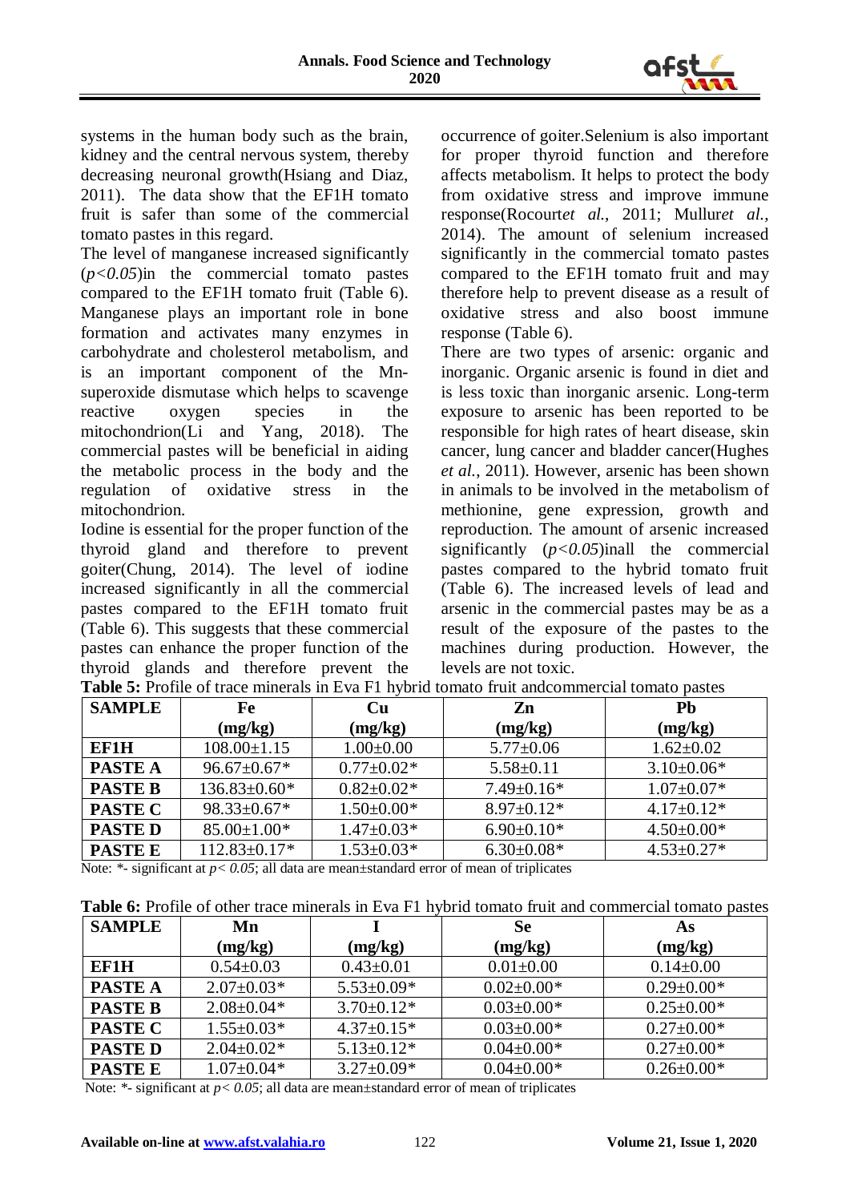systems in the human body such as the brain, kidney and the central nervous system, thereby decreasing neuronal growth(Hsiang and Diaz, 2011). The data show that the EF1H tomato fruit is safer than some of the commercial tomato pastes in this regard.

The level of manganese increased significantly ($p<0.05$)in the commercial tomato pastes compared to the EF1H tomato fruit (Table 6). Manganese plays an important role in bone formation and activates many enzymes in carbohydrate and cholesterol metabolism, and is an important component of the Mn-superoxide dismutase which helps to scavenge reactive oxygen species in the mitochondrion(Li and Yang, 2018). The commercial pastes will be beneficial in aiding the metabolic process in the body and the regulation of oxidative stress in the mitochondrion.

Iodine is essential for the proper function of the thyroid gland and therefore to prevent goiter(Chung, 2014). The level of iodine increased significantly in all the commercial pastes compared to the EF1H tomato fruit (Table 6). This suggests that these commercial pastes can enhance the proper function of the thyroid glands and therefore prevent the occurrence of goiter.Selenium is also important for proper thyroid function and therefore affects metabolism. It helps to protect the body from oxidative stress and improve immune response(Rocourt*et al.*, 2011; Mullur*et al.*, 2014). The amount of selenium increased significantly in the commercial tomato pastes compared to the EF1H tomato fruit and may therefore help to prevent disease as a result of oxidative stress and also boost immune response (Table 6).

There are two types of arsenic: organic and inorganic. Organic arsenic is found in diet and is less toxic than inorganic arsenic. Long-term exposure to arsenic has been reported to be responsible for high rates of heart disease, skin cancer, lung cancer and bladder cancer(Hughes *et al.*, 2011). However, arsenic has been shown in animals to be involved in the metabolism of methionine, gene expression, growth and reproduction. The amount of arsenic increased significantly ($p<0.05$)inall the commercial pastes compared to the hybrid tomato fruit (Table 6). The increased levels of lead and arsenic in the commercial pastes may be as a result of the exposure of the pastes to the machines during production. However, the levels are not toxic.

**Table 5:** Profile of trace minerals in Eva F1 hybrid tomato fruit andcommercial tomato pastes

| SAMPLE | Fe (mg/kg) | Cu (mg/kg) | Zn (mg/kg) | Pb (mg/kg) |
|---|---|---|---|---|
| **EF1H** | 108.00±1.15 | 1.00±0.00 | 5.77±0.06 | 1.62±0.02 |
| **PASTE A** | 96.67±0.67* | 0.77±0.02* | 5.58±0.11 | 3.10±0.06* |
| **PASTE B** | 136.83±0.60* | 0.82±0.02* | 7.49±0.16* | 1.07±0.07* |
| **PASTE C** | 98.33±0.67* | 1.50±0.00* | 8.97±0.12* | 4.17±0.12* |
| **PASTE D** | 85.00±1.00* | 1.47±0.03* | 6.90±0.10* | 4.50±0.00* |
| **PASTE E** | 112.83±0.17* | 1.53±0.03* | 6.30±0.08* | 4.53±0.27* |

Note: *- significant at $p< 0.05$; all data are mean±standard error of mean of triplicates

**Table 6:** Profile of other trace minerals in Eva F1 hybrid tomato fruit and commercial tomato pastes

| SAMPLE | Mn (mg/kg) | I (mg/kg) | Se (mg/kg) | As (mg/kg) |
|---|---|---|---|---|
| **EF1H** | 0.54±0.03 | 0.43±0.01 | 0.01±0.00 | 0.14±0.00 |
| **PASTE A** | 2.07±0.03* | 5.53±0.09* | 0.02±0.00* | 0.29±0.00* |
| **PASTE B** | 2.08±0.04* | 3.70±0.12* | 0.03±0.00* | 0.25±0.00* |
| **PASTE C** | 1.55±0.03* | 4.37±0.15* | 0.03±0.00* | 0.27±0.00* |
| **PASTE D** | 2.04±0.02* | 5.13±0.12* | 0.04±0.00* | 0.27±0.00* |
| **PASTE E** | 1.07±0.04* | 3.27±0.09* | 0.04±0.00* | 0.26±0.00* |

Note: *- significant at $p< 0.05$; all data are mean±standard error of mean of triplicates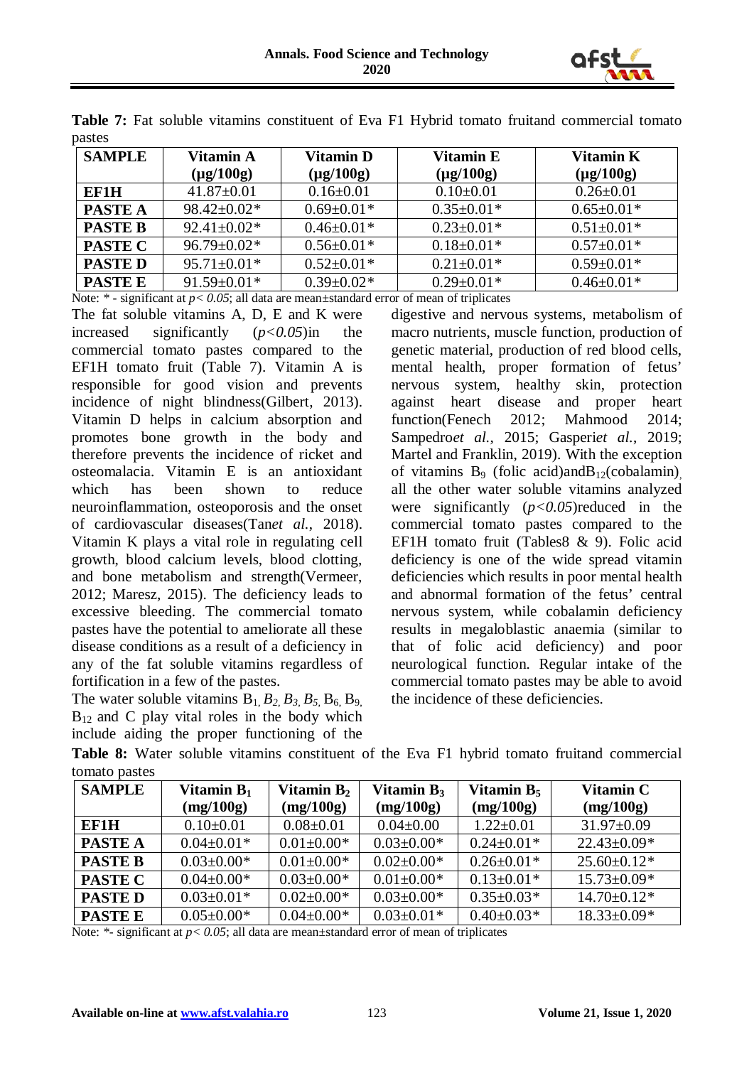**Table 7:** Fat soluble vitamins constituent of Eva F1 Hybrid tomato fruitand commercial tomato pastes

| SAMPLE | Vitamin A (μg/100g) | Vitamin D (μg/100g) | Vitamin E (μg/100g) | Vitamin K (μg/100g) |
|---|---|---|---|---|
| **EF1H** | 41.87±0.01 | 0.16±0.01 | 0.10±0.01 | 0.26±0.01 |
| **PASTE A** | 98.42±0.02* | 0.69±0.01* | 0.35±0.01* | 0.65±0.01* |
| **PASTE B** | 92.41±0.02* | 0.46±0.01* | 0.23±0.01* | 0.51±0.01* |
| **PASTE C** | 96.79±0.02* | 0.56±0.01* | 0.18±0.01* | 0.57±0.01* |
| **PASTE D** | 95.71±0.01* | 0.52±0.01* | 0.21±0.01* | 0.59±0.01* |
| **PASTE E** | 91.59±0.01* | 0.39±0.02* | 0.29±0.01* | 0.46±0.01* |

Note: * - significant at $p< 0.05$; all data are mean±standard error of mean of triplicates

The fat soluble vitamins A, D, E and K were increased significantly ($p<0.05$)in the commercial tomato pastes compared to the EF1H tomato fruit (Table 7). Vitamin A is responsible for good vision and prevents incidence of night blindness(Gilbert, 2013). Vitamin D helps in calcium absorption and promotes bone growth in the body and therefore prevents the incidence of ricket and osteomalacia. Vitamin E is an antioxidant which has been shown to reduce neuroinflammation, osteoporosis and the onset of cardiovascular diseases(Tan*et al.*, 2018). Vitamin K plays a vital role in regulating cell growth, blood calcium levels, blood clotting, and bone metabolism and strength(Vermeer, 2012; Maresz, 2015). The deficiency leads to excessive bleeding. The commercial tomato pastes have the potential to ameliorate all these disease conditions as a result of a deficiency in any of the fat soluble vitamins regardless of fortification in a few of the pastes.

The water soluble vitamins $B_1$, $B_2$, $B_3$, $B_5$, $B_6$, $B_9$, $B_{12}$ and C play vital roles in the body which include aiding the proper functioning of the digestive and nervous systems, metabolism of macro nutrients, muscle function, production of genetic material, production of red blood cells, mental health, proper formation of fetus' nervous system, healthy skin, protection against heart disease and proper heart function(Fenech 2012; Mahmood 2014; Sampedro*et al.*, 2015; Gasperi*et al.*, 2019; Martel and Franklin, 2019). With the exception of vitamins $B_9$ (folic acid)and$B_{12}$(cobalamin), all the other water soluble vitamins analyzed were significantly ($p<0.05$)reduced in the commercial tomato pastes compared to the EF1H tomato fruit (Tables8 & 9). Folic acid deficiency is one of the wide spread vitamin deficiencies which results in poor mental health and abnormal formation of the fetus' central nervous system, while cobalamin deficiency results in megaloblastic anaemia (similar to that of folic acid deficiency) and poor neurological function. Regular intake of the commercial tomato pastes may be able to avoid the incidence of these deficiencies.

**Table 8:** Water soluble vitamins constituent of the Eva F1 hybrid tomato fruitand commercial tomato pastes

| SAMPLE | Vitamin $B_1$ (mg/100g) | Vitamin $B_2$ (mg/100g) | Vitamin $B_3$ (mg/100g) | Vitamin $B_5$ (mg/100g) | Vitamin C (mg/100g) |
|---|---|---|---|---|---|
| **EF1H** | 0.10±0.01 | 0.08±0.01 | 0.04±0.00 | 1.22±0.01 | 31.97±0.09 |
| **PASTE A** | 0.04±0.01* | 0.01±0.00* | 0.03±0.00* | 0.24±0.01* | 22.43±0.09* |
| **PASTE B** | 0.03±0.00* | 0.01±0.00* | 0.02±0.00* | 0.26±0.01* | 25.60±0.12* |
| **PASTE C** | 0.04±0.00* | 0.03±0.00* | 0.01±0.00* | 0.13±0.01* | 15.73±0.09* |
| **PASTE D** | 0.03±0.01* | 0.02±0.00* | 0.03±0.00* | 0.35±0.03* | 14.70±0.12* |
| **PASTE E** | 0.05±0.00* | 0.04±0.00* | 0.03±0.01* | 0.40±0.03* | 18.33±0.09* |

Note: *- significant at $p< 0.05$; all data are mean±standard error of mean of triplicates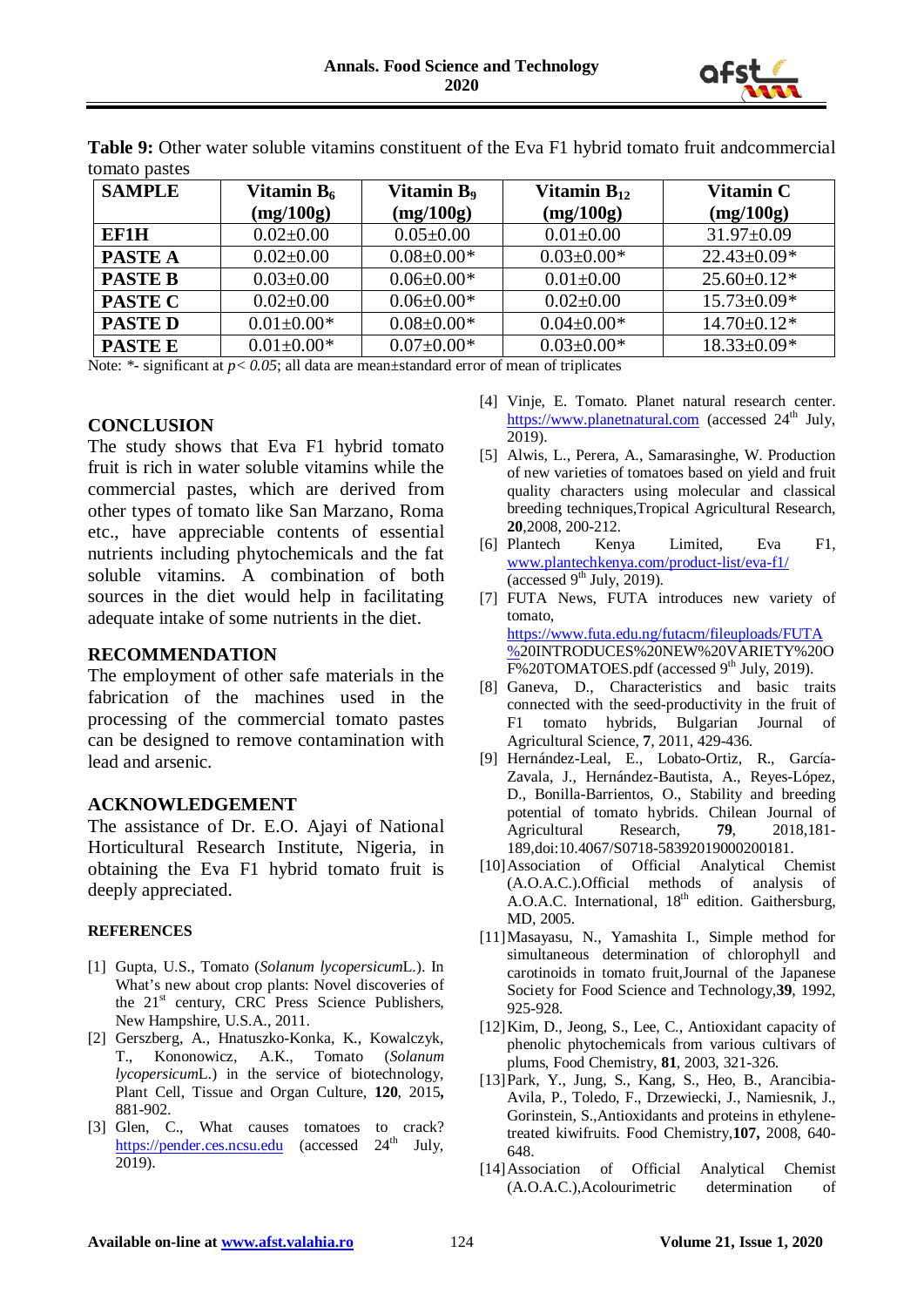**Table 9:** Other water soluble vitamins constituent of the Eva F1 hybrid tomato fruit andcommercial tomato pastes

| SAMPLE | Vitamin $B_6$ (mg/100g) | Vitamin $B_9$ (mg/100g) | Vitamin $B_{12}$ (mg/100g) | Vitamin C (mg/100g) |
|---|---|---|---|---|
| **EF1H** | 0.02±0.00 | 0.05±0.00 | 0.01±0.00 | 31.97±0.09 |
| **PASTE A** | 0.02±0.00 | 0.08±0.00* | 0.03±0.00* | 22.43±0.09* |
| **PASTE B** | 0.03±0.00 | 0.06±0.00* | 0.01±0.00 | 25.60±0.12* |
| **PASTE C** | 0.02±0.00 | 0.06±0.00* | 0.02±0.00 | 15.73±0.09* |
| **PASTE D** | 0.01±0.00* | 0.08±0.00* | 0.04±0.00* | 14.70±0.12* |
| **PASTE E** | 0.01±0.00* | 0.07±0.00* | 0.03±0.00* | 18.33±0.09* |

Note: *- significant at $p < 0.05$; all data are mean±standard error of mean of triplicates

## CONCLUSION

The study shows that Eva F1 hybrid tomato fruit is rich in water soluble vitamins while the commercial pastes, which are derived from other types of tomato like San Marzano, Roma etc., have appreciable contents of essential nutrients including phytochemicals and the fat soluble vitamins. A combination of both sources in the diet would help in facilitating adequate intake of some nutrients in the diet.

## RECOMMENDATION

The employment of other safe materials in the fabrication of the machines used in the processing of the commercial tomato pastes can be designed to remove contamination with lead and arsenic.

## ACKNOWLEDGEMENT

The assistance of Dr. E.O. Ajayi of National Horticultural Research Institute, Nigeria, in obtaining the Eva F1 hybrid tomato fruit is deeply appreciated.

## REFERENCES

[1] Gupta, U.S., Tomato (*Solanum lycopersicum*L.). In What's new about crop plants: Novel discoveries of the 21st century, CRC Press Science Publishers, New Hampshire, U.S.A., 2011.

[2] Gerszberg, A., Hnatuszko-Konka, K., Kowalczyk, T., Kononowicz, A.K., Tomato (*Solanum lycopersicum*L.) in the service of biotechnology, Plant Cell, Tissue and Organ Culture, **120**, 2015**,** 881-902.

[3] Glen, C., What causes tomatoes to crack? https://pender.ces.ncsu.edu (accessed 24th July, 2019).

[4] Vinje, E. Tomato. Planet natural research center. https://www.planetnatural.com (accessed 24th July, 2019).

[5] Alwis, L., Perera, A., Samarasinghe, W. Production of new varieties of tomatoes based on yield and fruit quality characters using molecular and classical breeding techniques,Tropical Agricultural Research, **20**,2008, 200-212.

[6] Plantech Kenya Limited, Eva F1, www.plantechkenya.com/product-list/eva-f1/ (accessed 9th July, 2019).

[7] FUTA News, FUTA introduces new variety of tomato, https://www.futa.edu.ng/futacm/fileuploads/FUTA%20INTRODUCES%20NEW%20VARIETY%20OF%20TOMATOES.pdf (accessed 9th July, 2019).

[8] Ganeva, D., Characteristics and basic traits connected with the seed-productivity in the fruit of F1 tomato hybrids, Bulgarian Journal of Agricultural Science, **7**, 2011, 429-436.

[9] Hernández-Leal, E., Lobato-Ortiz, R., García-Zavala, J., Hernández-Bautista, A., Reyes-López, D., Bonilla-Barrientos, O., Stability and breeding potential of tomato hybrids. Chilean Journal of Agricultural Research, **79**, 2018,181-189,doi:10.4067/S0718-58392019000200181.

[10] Association of Official Analytical Chemist (A.O.A.C.).Official methods of analysis of A.O.A.C. International, 18th edition. Gaithersburg, MD, 2005.

[11] Masayasu, N., Yamashita I., Simple method for simultaneous determination of chlorophyll and carotinoids in tomato fruit,Journal of the Japanese Society for Food Science and Technology,**39**, 1992, 925-928.

[12] Kim, D., Jeong, S., Lee, C., Antioxidant capacity of phenolic phytochemicals from various cultivars of plums, Food Chemistry, **81**, 2003, 321-326.

[13] Park, Y., Jung, S., Kang, S., Heo, B., Arancibia-Avila, P., Toledo, F., Drzewiecki, J., Namiesnik, J., Gorinstein, S.,Antioxidants and proteins in ethylene-treated kiwifruits. Food Chemistry,**107,** 2008, 640-648.

[14] Association of Official Analytical Chemist (A.O.A.C.),Acolourimetric determination of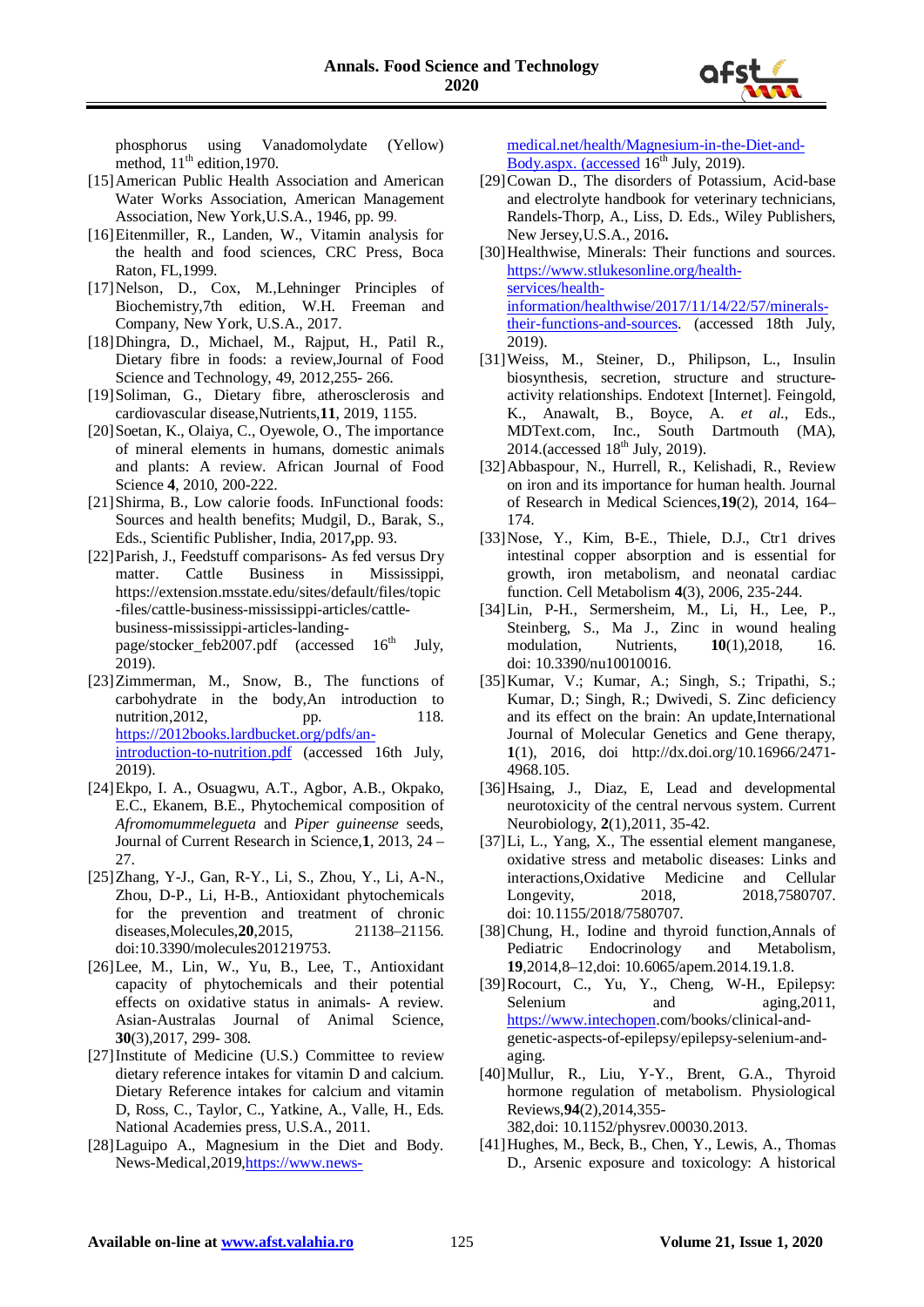phosphorus using Vanadomolydate (Yellow) method, 11th edition,1970.

[15] American Public Health Association and American Water Works Association, American Management Association, New York,U.S.A., 1946, pp. 99.

[16] Eitenmiller, R., Landen, W., Vitamin analysis for the health and food sciences, CRC Press, Boca Raton, FL,1999.

[17] Nelson, D., Cox, M.,Lehninger Principles of Biochemistry,7th edition, W.H. Freeman and Company, New York, U.S.A., 2017.

[18] Dhingra, D., Michael, M., Rajput, H., Patil R., Dietary fibre in foods: a review,Journal of Food Science and Technology, 49, 2012,255- 266.

[19] Soliman, G., Dietary fibre, atherosclerosis and cardiovascular disease,Nutrients,**11**, 2019, 1155.

[20] Soetan, K., Olaiya, C., Oyewole, O., The importance of mineral elements in humans, domestic animals and plants: A review. African Journal of Food Science **4**, 2010, 200-222.

[21] Shirma, B., Low calorie foods. InFunctional foods: Sources and health benefits; Mudgil, D., Barak, S., Eds., Scientific Publisher, India, 2017**,**pp. 93.

[22] Parish, J., Feedstuff comparisons- As fed versus Dry matter. Cattle Business in Mississippi, https://extension.msstate.edu/sites/default/files/topic-files/cattle-business-mississippi-articles/cattle-business-mississippi-articles-landing-page/stocker_feb2007.pdf (accessed 16th July, 2019).

[23] Zimmerman, M., Snow, B., The functions of carbohydrate in the body,An introduction to nutrition,2012, pp. 118. https://2012books.lardbucket.org/pdfs/an-introduction-to-nutrition.pdf (accessed 16th July, 2019).

[24] Ekpo, I. A., Osuagwu, A.T., Agbor, A.B., Okpako, E.C., Ekanem, B.E., Phytochemical composition of *Afromomummelegueta* and *Piper guineense* seeds, Journal of Current Research in Science,**1**, 2013, 24 – 27.

[25] Zhang, Y-J., Gan, R-Y., Li, S., Zhou, Y., Li, A-N., Zhou, D-P., Li, H-B., Antioxidant phytochemicals for the prevention and treatment of chronic diseases,Molecules,**20**,2015, 21138–21156. doi:10.3390/molecules201219753.

[26] Lee, M., Lin, W., Yu, B., Lee, T., Antioxidant capacity of phytochemicals and their potential effects on oxidative status in animals- A review. Asian-Australas Journal of Animal Science, **30**(3),2017, 299- 308.

[27] Institute of Medicine (U.S.) Committee to review dietary reference intakes for vitamin D and calcium. Dietary Reference intakes for calcium and vitamin D, Ross, C., Taylor, C., Yatkine, A., Valle, H., Eds. National Academies press, U.S.A., 2011.

[28] Laguipo A., Magnesium in the Diet and Body. News-Medical,2019,https://www.news-medical.net/health/Magnesium-in-the-Diet-and-Body.aspx. (accessed 16th July, 2019).

[29] Cowan D., The disorders of Potassium, Acid-base and electrolyte handbook for veterinary technicians, Randels-Thorp, A., Liss, D. Eds., Wiley Publishers, New Jersey,U.S.A., 2016**.**

[30] Healthwise, Minerals: Their functions and sources. https://www.stlukesonline.org/health-services/health-information/healthwise/2017/11/14/22/57/minerals-their-functions-and-sources. (accessed 18th July, 2019).

[31] Weiss, M., Steiner, D., Philipson, L., Insulin biosynthesis, secretion, structure and structure-activity relationships. Endotext [Internet]. Feingold, K., Anawalt, B., Boyce, A. *et al.*, Eds., MDText.com, Inc., South Dartmouth (MA), 2014.(accessed 18th July, 2019).

[32] Abbaspour, N., Hurrell, R., Kelishadi, R., Review on iron and its importance for human health. Journal of Research in Medical Sciences,**19**(2), 2014, 164–174.

[33] Nose, Y., Kim, B-E., Thiele, D.J., Ctr1 drives intestinal copper absorption and is essential for growth, iron metabolism, and neonatal cardiac function. Cell Metabolism **4**(3), 2006, 235-244.

[34] Lin, P-H., Sermersheim, M., Li, H., Lee, P., Steinberg, S., Ma J., Zinc in wound healing modulation, Nutrients, **10**(1),2018, 16. doi: 10.3390/nu10010016.

[35] Kumar, V.; Kumar, A.; Singh, S.; Tripathi, S.; Kumar, D.; Singh, R.; Dwivedi, S. Zinc deficiency and its effect on the brain: An update,International Journal of Molecular Genetics and Gene therapy, **1**(1), 2016, doi http://dx.doi.org/10.16966/2471-4968.105.

[36] Hsaing, J., Diaz, E, Lead and developmental neurotoxicity of the central nervous system. Current Neurobiology, **2**(1),2011, 35-42.

[37] Li, L., Yang, X., The essential element manganese, oxidative stress and metabolic diseases: Links and interactions,Oxidative Medicine and Cellular Longevity, 2018, 2018,7580707. doi: 10.1155/2018/7580707.

[38] Chung, H., Iodine and thyroid function,Annals of Pediatric Endocrinology and Metabolism, **19**,2014,8–12,doi: 10.6065/apem.2014.19.1.8.

[39] Rocourt, C., Yu, Y., Cheng, W-H., Epilepsy: Selenium and aging,2011, https://www.intechopen.com/books/clinical-and-genetic-aspects-of-epilepsy/epilepsy-selenium-and-aging.

[40] Mullur, R., Liu, Y-Y., Brent, G.A., Thyroid hormone regulation of metabolism. Physiological Reviews,**94**(2),2014,355-382,doi: 10.1152/physrev.00030.2013.

[41] Hughes, M., Beck, B., Chen, Y., Lewis, A., Thomas D., Arsenic exposure and toxicology: A historical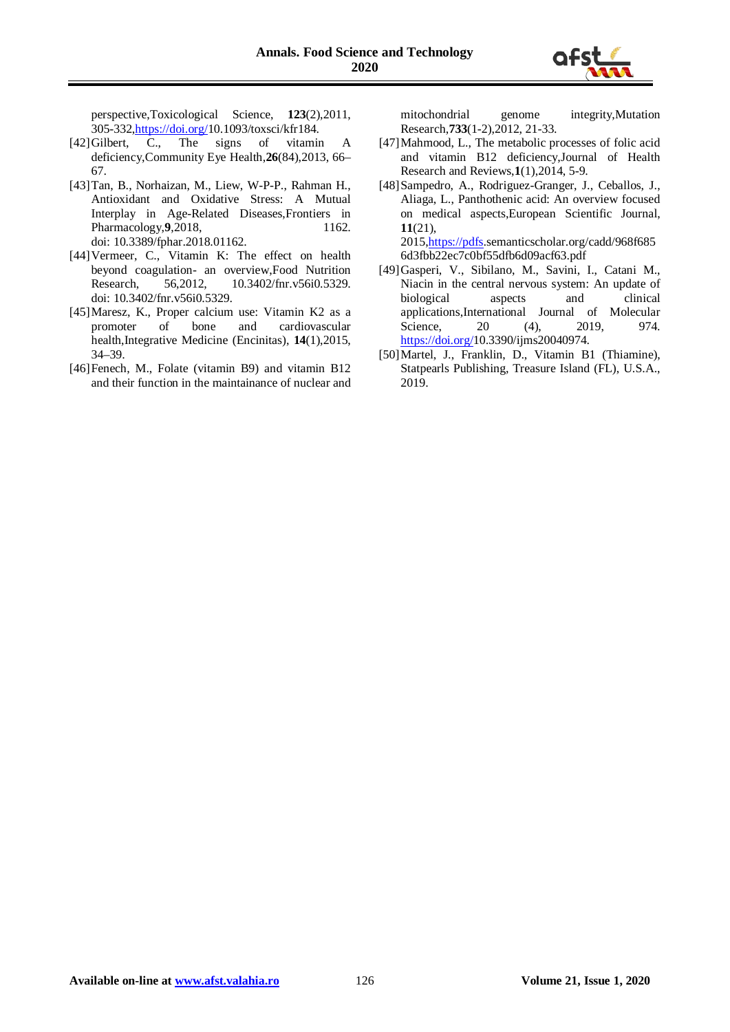perspective,Toxicological Science, **123**(2),2011, 305-332,https://doi.org/10.1093/toxsci/kfr184.

[42] Gilbert, C., The signs of vitamin A deficiency,Community Eye Health,**26**(84),2013, 66–67.

[43] Tan, B., Norhaizan, M., Liew, W-P-P., Rahman H., Antioxidant and Oxidative Stress: A Mutual Interplay in Age-Related Diseases,Frontiers in Pharmacology,**9**,2018, 1162. doi: 10.3389/fphar.2018.01162.

[44] Vermeer, C., Vitamin K: The effect on health beyond coagulation- an overview,Food Nutrition Research, 56,2012, 10.3402/fnr.v56i0.5329. doi: 10.3402/fnr.v56i0.5329.

[45] Maresz, K., Proper calcium use: Vitamin K2 as a promoter of bone and cardiovascular health,Integrative Medicine (Encinitas), **14**(1),2015, 34–39.

[46] Fenech, M., Folate (vitamin B9) and vitamin B12 and their function in the maintainance of nuclear and mitochondrial genome integrity,Mutation Research,**733**(1-2),2012, 21-33.

[47] Mahmood, L., The metabolic processes of folic acid and vitamin B12 deficiency,Journal of Health Research and Reviews,**1**(1),2014, 5-9.

[48] Sampedro, A., Rodriguez-Granger, J., Ceballos, J., Aliaga, L., Panthothenic acid: An overview focused on medical aspects,European Scientific Journal, **11**(21), 2015,https://pdfs.semanticscholar.org/cadd/968f6856d3fbb22ec7c0bf55dfb6d09acf63.pdf

[49] Gasperi, V., Sibilano, M., Savini, I., Catani M., Niacin in the central nervous system: An update of biological aspects and clinical applications,International Journal of Molecular Science, 20 (4), 2019, 974. https://doi.org/10.3390/ijms20040974.

[50] Martel, J., Franklin, D., Vitamin B1 (Thiamine), Statpearls Publishing, Treasure Island (FL), U.S.A., 2019.